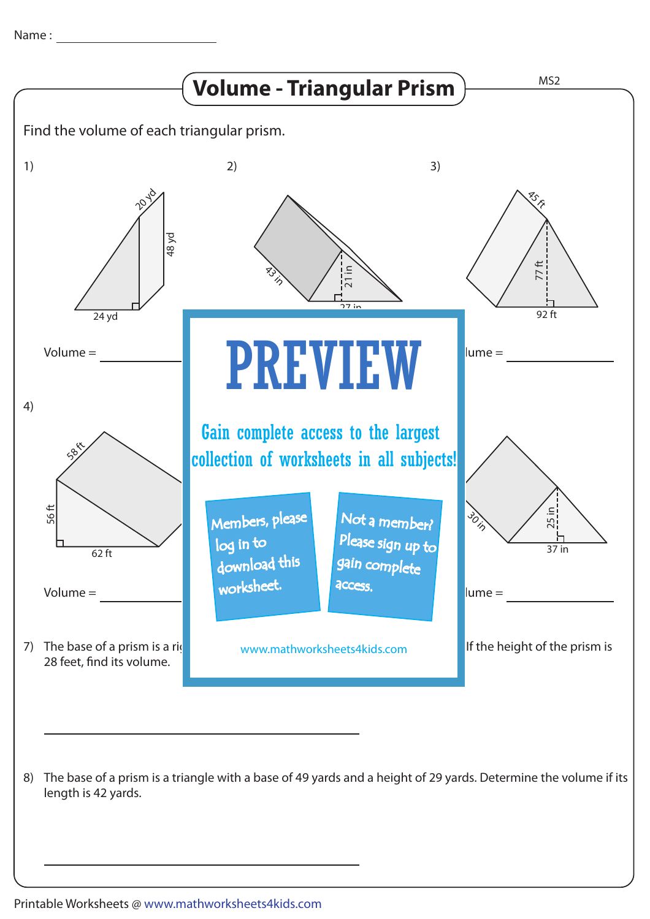Name : ____________________

# Volume - Triangular Prism

MS2

Find the volume of each triangular prism.

1) 20 yd, 48 yd, 24 yd

Volume = ____________

2) 43 in, 21 in, 27 in

3) 45 ft, 77 ft, 92 ft

lume = ____________

4) 58 ft, 56 ft, 62 ft

Volume = ____________

30 in, 25 in, 37 in

lume = ____________

PREVIEW

Gain complete access to the largest collection of worksheets in all subjects!

Members, please log in to download this worksheet.

Not a member? Please sign up to gain complete access.

www.mathworksheets4kids.com

7) The base of a prism is a ri... If the height of the prism is 28 feet, find its volume.

______________________________

8) The base of a prism is a triangle with a base of 49 yards and a height of 29 yards. Determine the volume if its length is 42 yards.

______________________________

Printable Worksheets @ www.mathworksheets4kids.com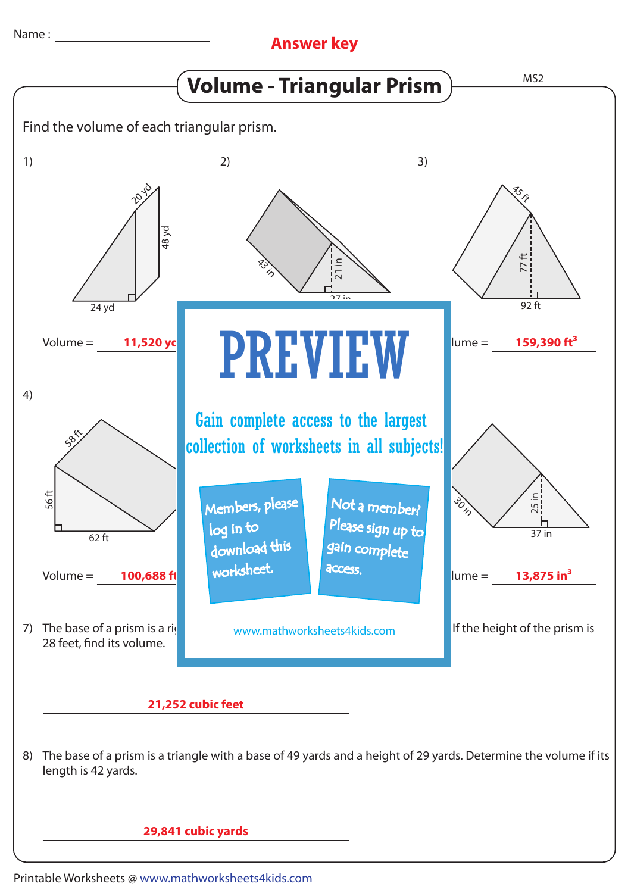Name : ________________

**Answer key**

# Volume - Triangular Prism

MS2

Find the volume of each triangular prism.

1)

20 yd

48 yd

24 yd

Volume = **11,520 yc**

2)

43 in

21 in

27 in

3)

45 ft

77 ft

92 ft

lume = **159,390 ft$^3$**

4)

58 ft

56 ft

62 ft

Volume = **100,688 ft**

30 in

25 in

37 in

lume = **13,875 in$^3$**

# PREVIEW

Gain complete access to the largest collection of worksheets in all subjects!

Members, please log in to download this worksheet.

Not a member? Please sign up to gain complete access.

www.mathworksheets4kids.com

7) The base of a prism is a ri ... If the height of the prism is 28 feet, find its volume.

**21,252 cubic feet**

8) The base of a prism is a triangle with a base of 49 yards and a height of 29 yards. Determine the volume if its length is 42 yards.

**29,841 cubic yards**